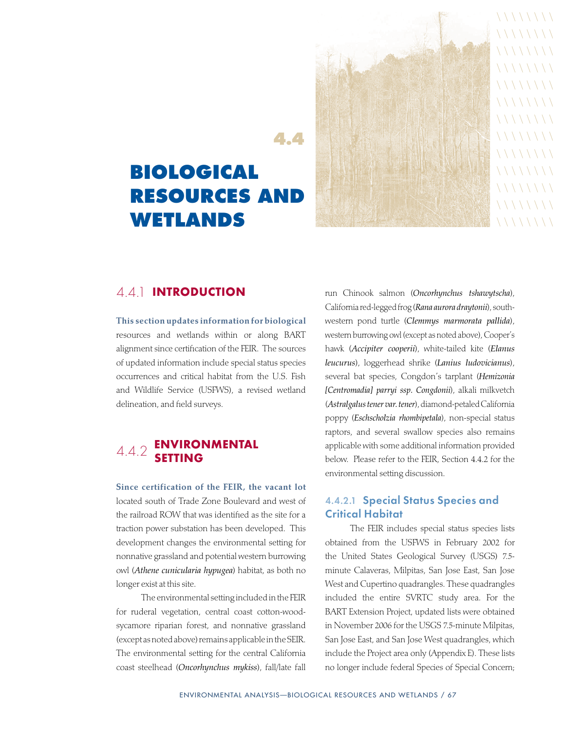# 4.4 BIOLOGICAL RESOURCES AND WETLANDS

## 4.4.1 INTRODUCTION

**This section updates information for biological** resources and wetlands within or along BART alignment since certification of the FEIR. The sources of updated information include special status species occurrences and critical habitat from the U.S. Fish and Wildlife Service (USFWS), a revised wetland delineation, and field surveys.

## 4.4.2 ENVIRONMENTAL SETTING

**Since certification of the FEIR, the vacant lot** located south of Trade Zone Boulevard and west of the railroad ROW that was identified as the site for a traction power substation has been developed. This development changes the environmental setting for nonnative grassland and potential western burrowing owl (*Athene cunicularia hypugea*) habitat, as both no longer exist at this site.

The environmental setting included in the FEIR for ruderal vegetation, central coast cotton-wood-sycamore riparian forest, and nonnative grassland (except as noted above) remains applicable in the SEIR. The environmental setting for the central California coast steelhead (*Oncorhynchus mykiss*), fall/late fall run Chinook salmon (*Oncorhynchus tshawytscha*), California red-legged frog (*Rana aurora draytonii*), south-western pond turtle (*Clemmys marmorata pallida*), western burrowing owl (except as noted above), Cooper's hawk (*Accipiter cooperii*), white-tailed kite (*Elanus leucurus*), loggerhead shrike (*Lanius ludovicianus*), several bat species, Congdon's tarplant (*Hemizonia [Centromadia] parryi ssp. Congdonii*), alkali milkvetch (*Astralgalus tener var. tener*), diamond-petaled California poppy (*Eschscholzia rhombipetala*), non-special status raptors, and several swallow species also remains applicable with some additional information provided below. Please refer to the FEIR, Section 4.4.2 for the environmental setting discussion.

### 4.4.2.1 Special Status Species and Critical Habitat

The FEIR includes special status species lists obtained from the USFWS in February 2002 for the United States Geological Survey (USGS) 7.5-minute Calaveras, Milpitas, San Jose East, San Jose West and Cupertino quadrangles. These quadrangles included the entire SVRTC study area. For the BART Extension Project, updated lists were obtained in November 2006 for the USGS 7.5-minute Milpitas, San Jose East, and San Jose West quadrangles, which include the Project area only (Appendix E). These lists no longer include federal Species of Special Concern;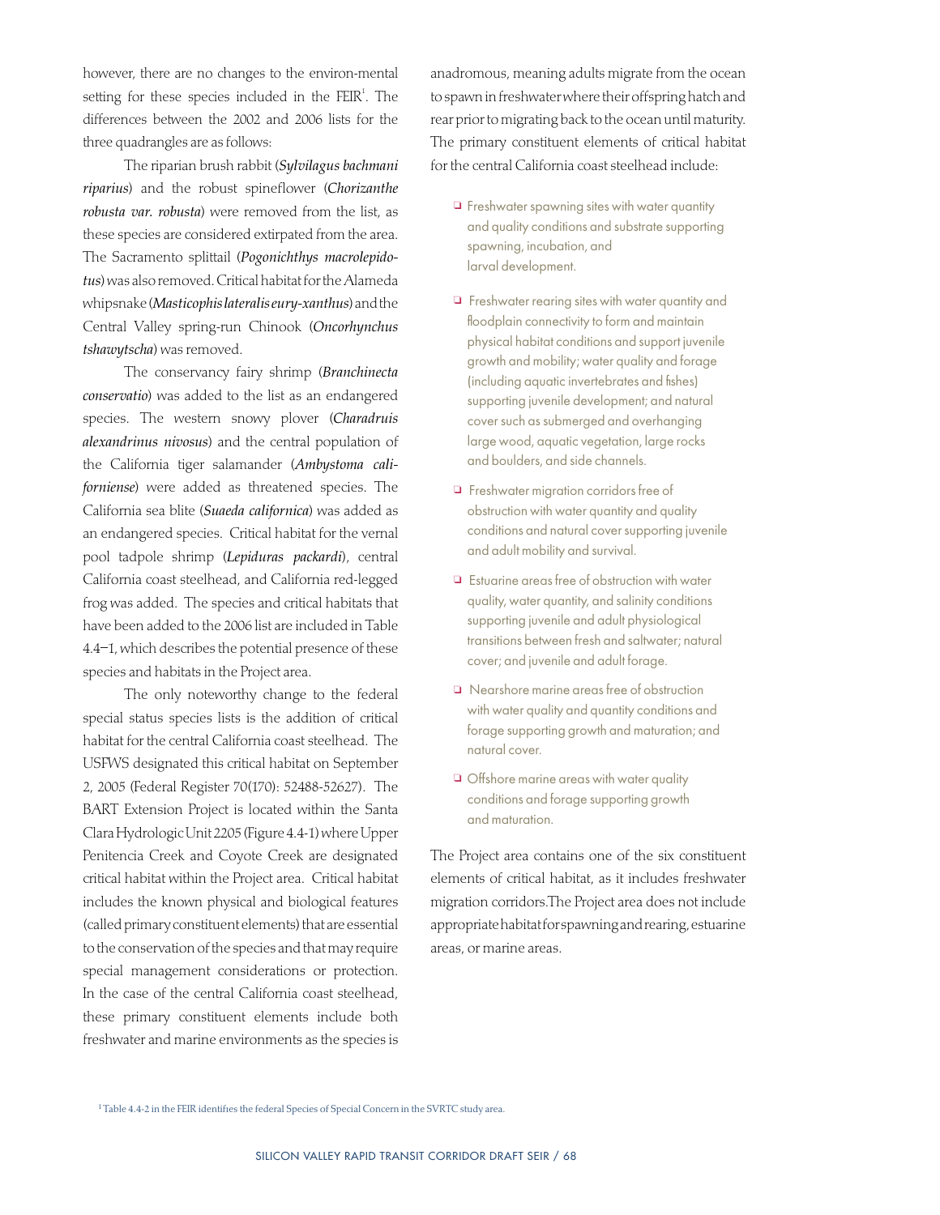however, there are no changes to the environ-mental setting for these species included in the FEIR[1]. The differences between the 2002 and 2006 lists for the three quadrangles are as follows:

The riparian brush rabbit (*Sylvilagus bachmani riparius*) and the robust spineflower (*Chorizanthe robusta var. robusta*) were removed from the list, as these species are considered extirpated from the area. The Sacramento splittail (*Pogonichthys macrolepidotus*) was also removed. Critical habitat for the Alameda whipsnake (*Masticophis lateralis eury-xanthus*) and the Central Valley spring-run Chinook (*Oncorhynchus tshawytscha*) was removed.

The conservancy fairy shrimp (*Branchinecta conservatio*) was added to the list as an endangered species. The western snowy plover (*Charadruis alexandrinus nivosus*) and the central population of the California tiger salamander (*Ambystoma californiense*) were added as threatened species. The California sea blite (*Suaeda californica*) was added as an endangered species. Critical habitat for the vernal pool tadpole shrimp (*Lepiduras packardi*), central California coast steelhead, and California red-legged frog was added. The species and critical habitats that have been added to the 2006 list are included in Table 4.4–1, which describes the potential presence of these species and habitats in the Project area.

The only noteworthy change to the federal special status species lists is the addition of critical habitat for the central California coast steelhead. The USFWS designated this critical habitat on September 2, 2005 (Federal Register 70(170): 52488-52627). The BART Extension Project is located within the Santa Clara Hydrologic Unit 2205 (Figure 4.4-1) where Upper Penitencia Creek and Coyote Creek are designated critical habitat within the Project area. Critical habitat includes the known physical and biological features (called primary constituent elements) that are essential to the conservation of the species and that may require special management considerations or protection. In the case of the central California coast steelhead, these primary constituent elements include both freshwater and marine environments as the species is anadromous, meaning adults migrate from the ocean to spawn in freshwater where their offspring hatch and rear prior to migrating back to the ocean until maturity. The primary constituent elements of critical habitat for the central California coast steelhead include:

- Freshwater spawning sites with water quantity and quality conditions and substrate supporting spawning, incubation, and larval development.
- Freshwater rearing sites with water quantity and floodplain connectivity to form and maintain physical habitat conditions and support juvenile growth and mobility; water quality and forage (including aquatic invertebrates and fishes) supporting juvenile development; and natural cover such as submerged and overhanging large wood, aquatic vegetation, large rocks and boulders, and side channels.
- Freshwater migration corridors free of obstruction with water quantity and quality conditions and natural cover supporting juvenile and adult mobility and survival.
- Estuarine areas free of obstruction with water quality, water quantity, and salinity conditions supporting juvenile and adult physiological transitions between fresh and saltwater; natural cover; and juvenile and adult forage.
- Nearshore marine areas free of obstruction with water quality and quantity conditions and forage supporting growth and maturation; and natural cover.
- Offshore marine areas with water quality conditions and forage supporting growth and maturation.

The Project area contains one of the six constituent elements of critical habitat, as it includes freshwater migration corridors.The Project area does not include appropriate habitat for spawning and rearing, estuarine areas, or marine areas.

[1] Table 4.4-2 in the FEIR identifies the federal Species of Special Concern in the SVRTC study area.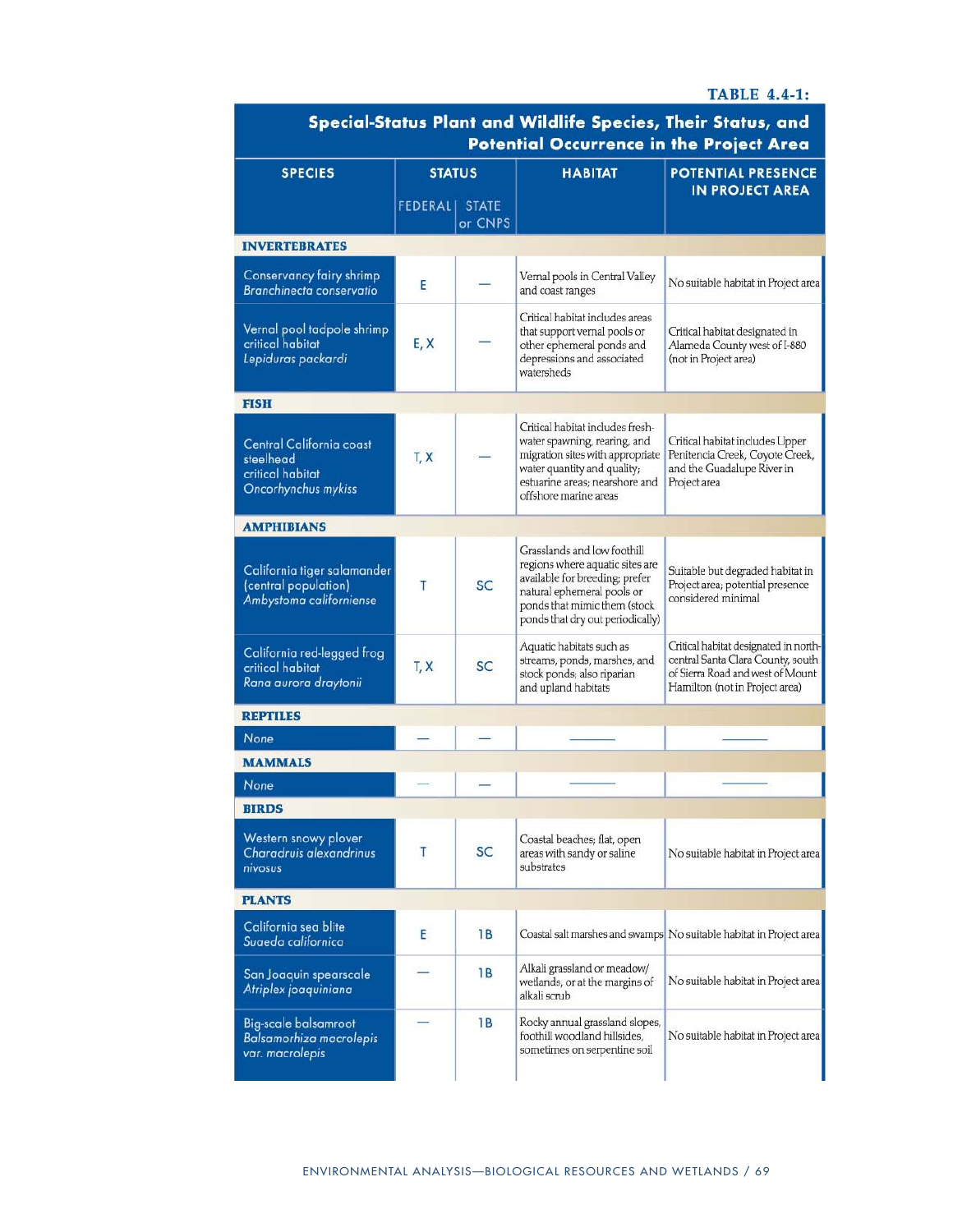**TABLE 4.4-1:**

## Special-Status Plant and Wildlife Species, Their Status, and Potential Occurrence in the Project Area

| SPECIES | STATUS | | HABITAT | POTENTIAL PRESENCE IN PROJECT AREA |
|---|---|---|---|---|
| | FEDERAL | STATE or CNPS | | |
| **INVERTEBRATES** | | | | |
| Conservancy fairy shrimp *Branchinecta conservatio* | E | — | Vernal pools in Central Valley and coast ranges | No suitable habitat in Project area |
| Vernal pool tadpole shrimp critical habitat *Lepiduras packardi* | E, X | — | Critical habitat includes areas that support vernal pools or other ephemeral ponds and depressions and associated watersheds | Critical habitat designated in Alameda County west of I-880 (not in Project area) |
| **FISH** | | | | |
| Central California coast steelhead critical habitat *Oncorhynchus mykiss* | T, X | — | Critical habitat includes fresh-water spawning, rearing, and migration sites with appropriate water quantity and quality; estuarine areas; nearshore and offshore marine areas | Critical habitat includes Upper Penitencia Creek, Coyote Creek, and the Guadalupe River in Project area |
| **AMPHIBIANS** | | | | |
| California tiger salamander (central population) *Ambystoma californiense* | T | SC | Grasslands and low foothill regions where aquatic sites are available for breeding; prefer natural ephemeral pools or ponds that mimic them (stock ponds that dry out periodically) | Suitable but degraded habitat in Project area; potential presence considered minimal |
| California red-legged frog critical habitat *Rana aurora draytonii* | T, X | SC | Aquatic habitats such as streams, ponds, marshes, and stock ponds; also riparian and upland habitats | Critical habitat designated in north-central Santa Clara County, south of Sierra Road and west of Mount Hamilton (not in Project area) |
| **REPTILES** | | | | |
| None | — | — | — | — |
| **MAMMALS** | | | | |
| None | — | — | — | — |
| **BIRDS** | | | | |
| Western snowy plover *Charadruis alexandrinus nivosus* | T | SC | Coastal beaches; flat, open areas with sandy or saline substrates | No suitable habitat in Project area |
| **PLANTS** | | | | |
| California sea blite *Suaeda californica* | E | 1B | Coastal salt marshes and swamps | No suitable habitat in Project area |
| San Joaquin spearscale *Atriplex joaquiniana* | — | 1B | Alkali grassland or meadow/wetlands, or at the margins of alkali scrub | No suitable habitat in Project area |
| Big-scale balsamroot *Balsamorhiza macrolepis var. macrolepis* | — | 1B | Rocky annual grassland slopes, foothill woodland hillsides, sometimes on serpentine soil | No suitable habitat in Project area |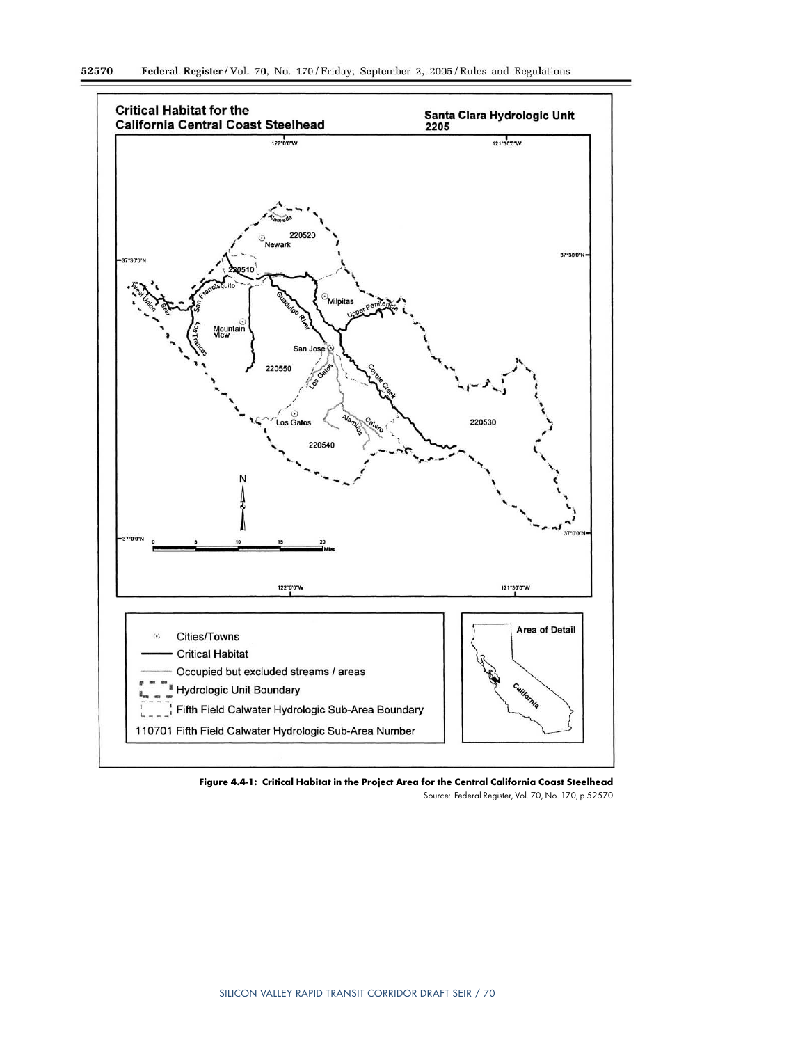**Figure 4.4-1: Critical Habitat in the Project Area for the Central California Coast Steelhead**

Source: Federal Register, Vol. 70, No. 170, p.52570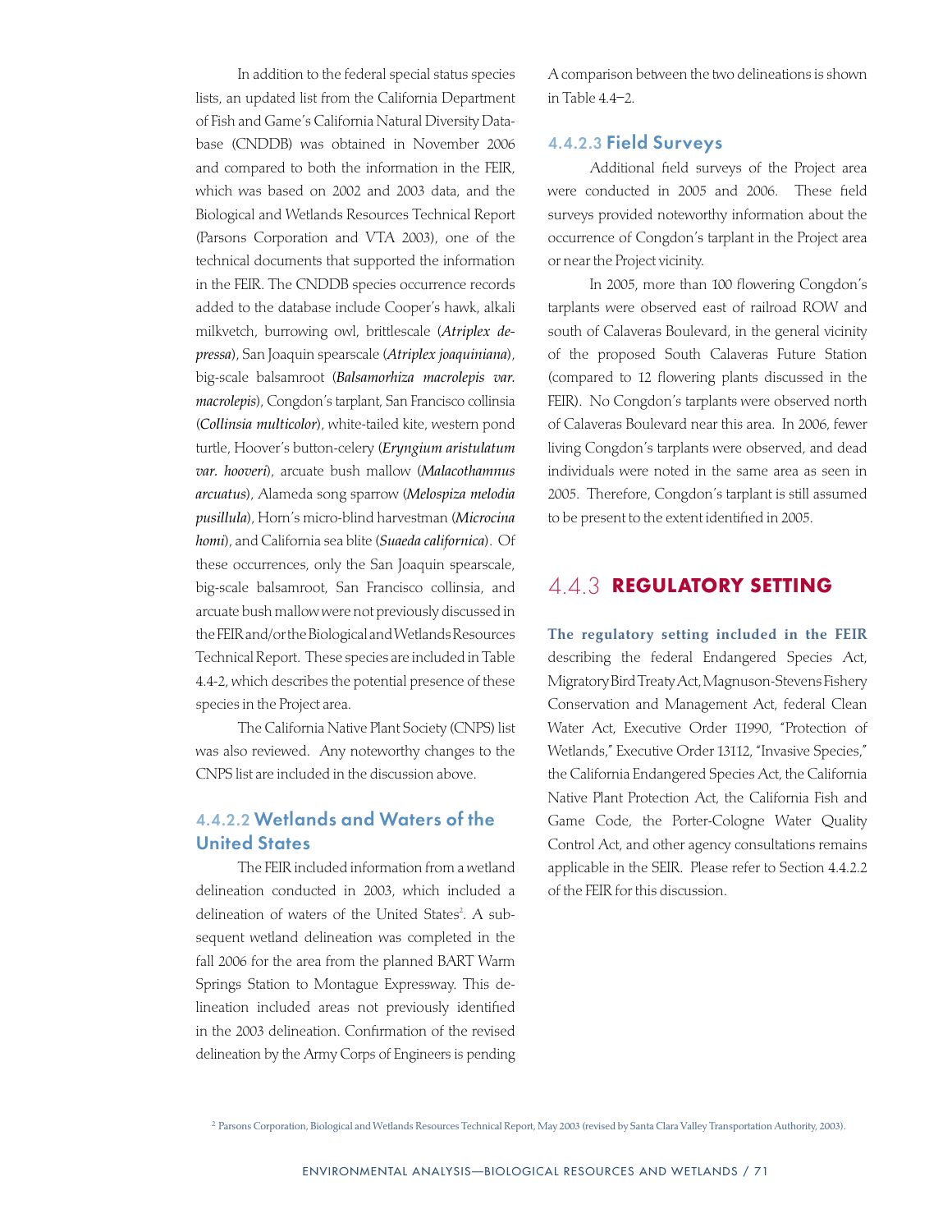In addition to the federal special status species lists, an updated list from the California Department of Fish and Game's California Natural Diversity Database (CNDDB) was obtained in November 2006 and compared to both the information in the FEIR, which was based on 2002 and 2003 data, and the Biological and Wetlands Resources Technical Report (Parsons Corporation and VTA 2003), one of the technical documents that supported the information in the FEIR. The CNDDB species occurrence records added to the database include Cooper's hawk, alkali milkvetch, burrowing owl, brittlescale (***Atriplex depressa***), San Joaquin spearscale (***Atriplex joaquiniana***), big-scale balsamroot (***Balsamorhiza macrolepis var. macrolepis***), Congdon's tarplant, San Francisco collinsia (***Collinsia multicolor***), white-tailed kite, western pond turtle, Hoover's button-celery (***Eryngium aristulatum var. hooveri***), arcuate bush mallow (***Malacothamnus arcuatus***), Alameda song sparrow (***Melospiza melodia pusillula***), Horn's micro-blind harvestman (***Microcina homi***), and California sea blite (***Suaeda californica***). Of these occurrences, only the San Joaquin spearscale, big-scale balsamroot, San Francisco collinsia, and arcuate bush mallow were not previously discussed in the FEIR and/or the Biological and Wetlands Resources Technical Report. These species are included in Table 4.4-2, which describes the potential presence of these species in the Project area.

The California Native Plant Society (CNPS) list was also reviewed. Any noteworthy changes to the CNPS list are included in the discussion above.

#### 4.4.2.2 Wetlands and Waters of the United States

The FEIR included information from a wetland delineation conducted in 2003, which included a delineation of waters of the United States[2]. A subsequent wetland delineation was completed in the fall 2006 for the area from the planned BART Warm Springs Station to Montague Expressway. This delineation included areas not previously identified in the 2003 delineation. Confirmation of the revised delineation by the Army Corps of Engineers is pending. A comparison between the two delineations is shown in Table 4.4–2.

#### 4.4.2.3 Field Surveys

Additional field surveys of the Project area were conducted in 2005 and 2006. These field surveys provided noteworthy information about the occurrence of Congdon's tarplant in the Project area or near the Project vicinity.

In 2005, more than 100 flowering Congdon's tarplants were observed east of railroad ROW and south of Calaveras Boulevard, in the general vicinity of the proposed South Calaveras Future Station (compared to 12 flowering plants discussed in the FEIR). No Congdon's tarplants were observed north of Calaveras Boulevard near this area. In 2006, fewer living Congdon's tarplants were observed, and dead individuals were noted in the same area as seen in 2005. Therefore, Congdon's tarplant is still assumed to be present to the extent identified in 2005.

## 4.4.3 REGULATORY SETTING

**The regulatory setting included in the FEIR** describing the federal Endangered Species Act, Migratory Bird Treaty Act, Magnuson-Stevens Fishery Conservation and Management Act, federal Clean Water Act, Executive Order 11990, "Protection of Wetlands," Executive Order 13112, "Invasive Species," the California Endangered Species Act, the California Native Plant Protection Act, the California Fish and Game Code, the Porter-Cologne Water Quality Control Act, and other agency consultations remains applicable in the SEIR. Please refer to Section 4.4.2.2 of the FEIR for this discussion.

[2] Parsons Corporation, Biological and Wetlands Resources Technical Report, May 2003 (revised by Santa Clara Valley Transportation Authority, 2003).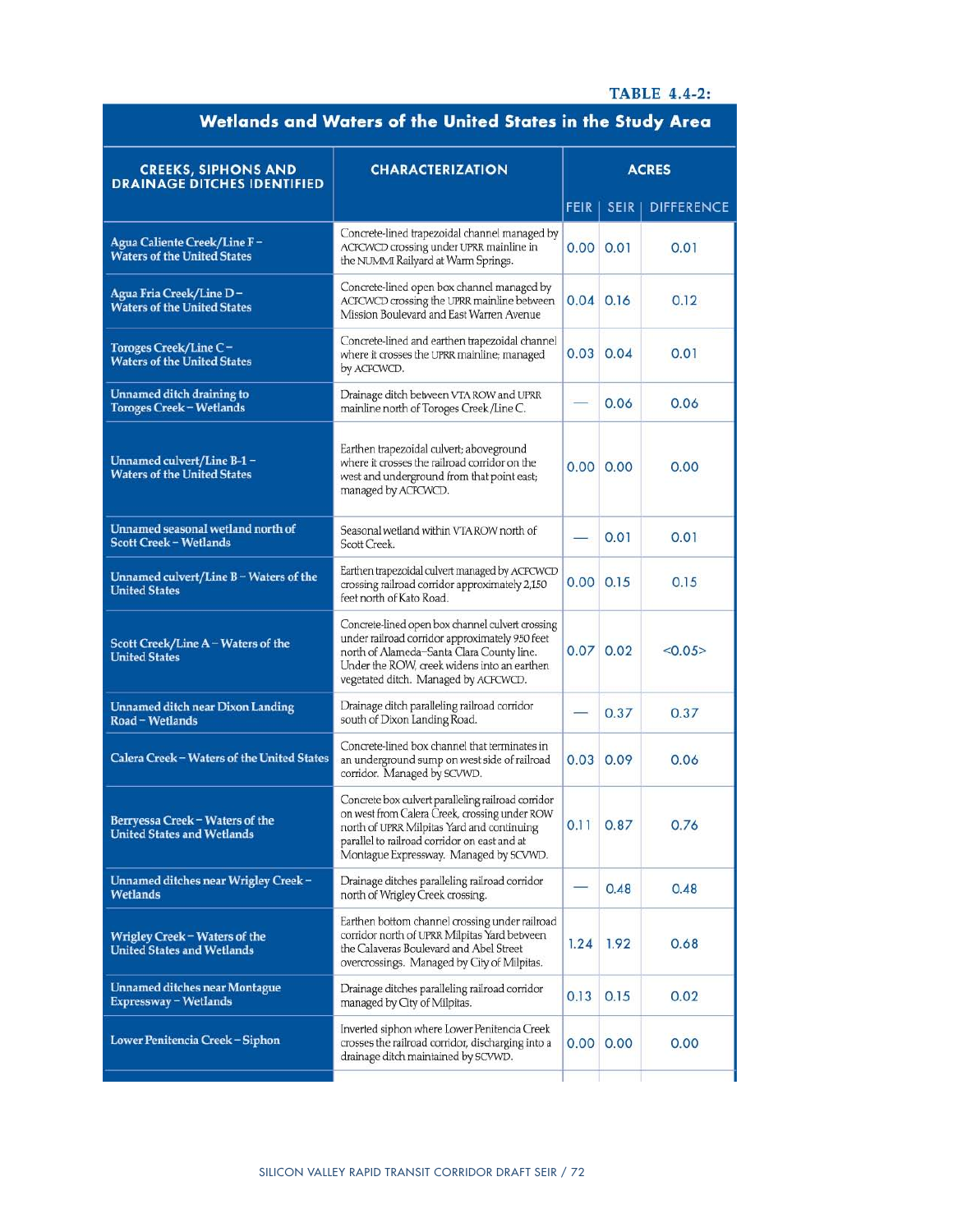**TABLE 4.4-2:**

## Wetlands and Waters of the United States in the Study Area

| CREEKS, SIPHONS AND DRAINAGE DITCHES IDENTIFIED | CHARACTERIZATION | ACRES | | |
|---|---|---|---|---|
| | | FEIR | SEIR | DIFFERENCE |
| **Agua Caliente Creek/Line F – Waters of the United States** | Concrete-lined trapezoidal channel managed by ACFCWCD crossing under UPRR mainline in the NUMMI Railyard at Warm Springs. | 0.00 | 0.01 | 0.01 |
| **Agua Fria Creek/Line D – Waters of the United States** | Concrete-lined open box channel managed by ACFCWCD crossing the UPRR mainline between Mission Boulevard and East Warren Avenue | 0.04 | 0.16 | 0.12 |
| **Toroges Creek/Line C – Waters of the United States** | Concrete-lined and earthen trapezoidal channel where it crosses the UPRR mainline; managed by ACFCWCD. | 0.03 | 0.04 | 0.01 |
| **Unnamed ditch draining to Toroges Creek – Wetlands** | Drainage ditch between VTA ROW and UPRR mainline north of Toroges Creek/Line C. | — | 0.06 | 0.06 |
| **Unnamed culvert/Line B-1 – Waters of the United States** | Earthen trapezoidal culvert; aboveground where it crosses the railroad corridor on the west and underground from that point east; managed by ACFCWCD. | 0.00 | 0.00 | 0.00 |
| **Unnamed seasonal wetland north of Scott Creek – Wetlands** | Seasonal wetland within VTA ROW north of Scott Creek. | — | 0.01 | 0.01 |
| **Unnamed culvert/Line B – Waters of the United States** | Earthen trapezoidal culvert managed by ACFCWCD crossing railroad corridor approximately 2,150 feet north of Kato Road. | 0.00 | 0.15 | 0.15 |
| **Scott Creek/Line A – Waters of the United States** | Concrete-lined open box channel culvert crossing under railroad corridor approximately 950 feet north of Alameda–Santa Clara County line. Under the ROW, creek widens into an earthen vegetated ditch. Managed by ACFCWCD. | 0.07 | 0.02 | <0.05> |
| **Unnamed ditch near Dixon Landing Road – Wetlands** | Drainage ditch paralleling railroad corridor south of Dixon Landing Road. | — | 0.37 | 0.37 |
| **Calera Creek – Waters of the United States** | Concrete-lined box channel that terminates in an underground sump on west side of railroad corridor. Managed by SCVWD. | 0.03 | 0.09 | 0.06 |
| **Berryessa Creek – Waters of the United States and Wetlands** | Concrete box culvert paralleling railroad corridor on west from Calera Creek, crossing under ROW north of UPRR Milpitas Yard and continuing parallel to railroad corridor on east and at Montague Expressway. Managed by SCVWD. | 0.11 | 0.87 | 0.76 |
| **Unnamed ditches near Wrigley Creek – Wetlands** | Drainage ditches paralleling railroad corridor north of Wrigley Creek crossing. | — | 0.48 | 0.48 |
| **Wrigley Creek – Waters of the United States and Wetlands** | Earthen bottom channel crossing under railroad corridor north of UPRR Milpitas Yard between the Calaveras Boulevard and Abel Street overcrossings. Managed by City of Milpitas. | 1.24 | 1.92 | 0.68 |
| **Unnamed ditches near Montague Expressway – Wetlands** | Drainage ditches paralleling railroad corridor managed by City of Milpitas. | 0.13 | 0.15 | 0.02 |
| **Lower Penitencia Creek – Siphon** | Inverted siphon where Lower Penitencia Creek crosses the railroad corridor, discharging into a drainage ditch maintained by SCVWD. | 0.00 | 0.00 | 0.00 |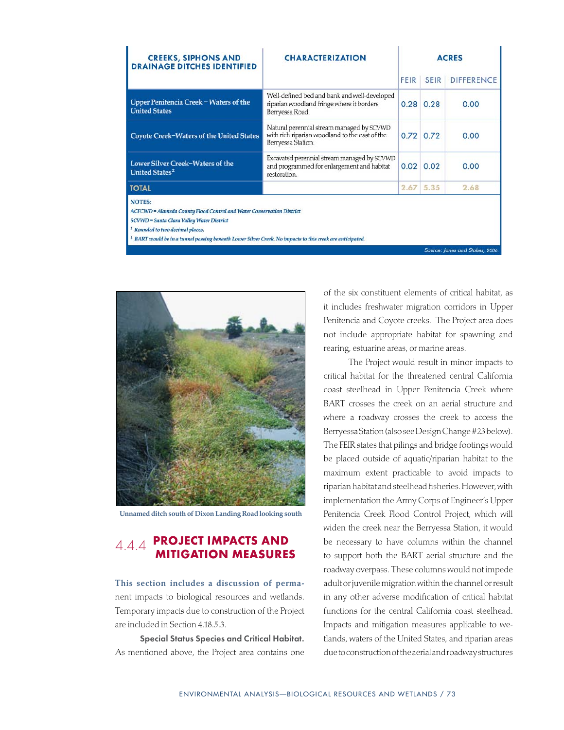| CREEKS, SIPHONS AND DRAINAGE DITCHES IDENTIFIED | CHARACTERIZATION | ACRES | | |
|---|---|---|---|---|
| | | FEIR | SEIR | DIFFERENCE |
| Upper Penitencia Creek – Waters of the United States | Well-defined bed and bank and well-developed riparian woodland fringe where it borders Berryessa Road. | 0.28 | 0.28 | 0.00 |
| Coyote Creek–Waters of the United States | Natural perennial stream managed by SCVWD with rich riparian woodland to the east of the Berryessa Station. | 0.72 | 0.72 | 0.00 |
| Lower Silver Creek–Waters of the United States[2] | Excavated perennial stream managed by SCVWD and programmed for enlargement and habitat restoration. | 0.02 | 0.02 | 0.00 |
| TOTAL | | 2.67 | 5.35 | 2.68 |

NOTES:
*ACFCWD = Alameda County Flood Control and Water Conservation District*
*SCVWD = Santa Clara Valley Water District*
[1] *Rounded to two decimal places.*
[2] *BART would be in a tunnel passing beneath Lower Silver Creek. No impacts to this creek are anticipated.*

Source: Jones and Stokes, 2006.

Unnamed ditch south of Dixon Landing Road looking south

## 4.4.4 PROJECT IMPACTS AND MITIGATION MEASURES

**This section includes a discussion of perma**nent impacts to biological resources and wetlands. Temporary impacts due to construction of the Project are included in Section 4.18.5.3.

**Special Status Species and Critical Habitat.** As mentioned above, the Project area contains one of the six constituent elements of critical habitat, as it includes freshwater migration corridors in Upper Penitencia and Coyote creeks. The Project area does not include appropriate habitat for spawning and rearing, estuarine areas, or marine areas.

The Project would result in minor impacts to critical habitat for the threatened central California coast steelhead in Upper Penitencia Creek where BART crosses the creek on an aerial structure and where a roadway crosses the creek to access the Berryessa Station (also see Design Change #23 below). The FEIR states that pilings and bridge footings would be placed outside of aquatic/riparian habitat to the maximum extent practicable to avoid impacts to riparian habitat and steelhead fisheries. However, with implementation the Army Corps of Engineer's Upper Penitencia Creek Flood Control Project, which will widen the creek near the Berryessa Station, it would be necessary to have columns within the channel to support both the BART aerial structure and the roadway overpass. These columns would not impede adult or juvenile migration within the channel or result in any other adverse modification of critical habitat functions for the central California coast steelhead. Impacts and mitigation measures applicable to wetlands, waters of the United States, and riparian areas due to construction of the aerial and roadway structures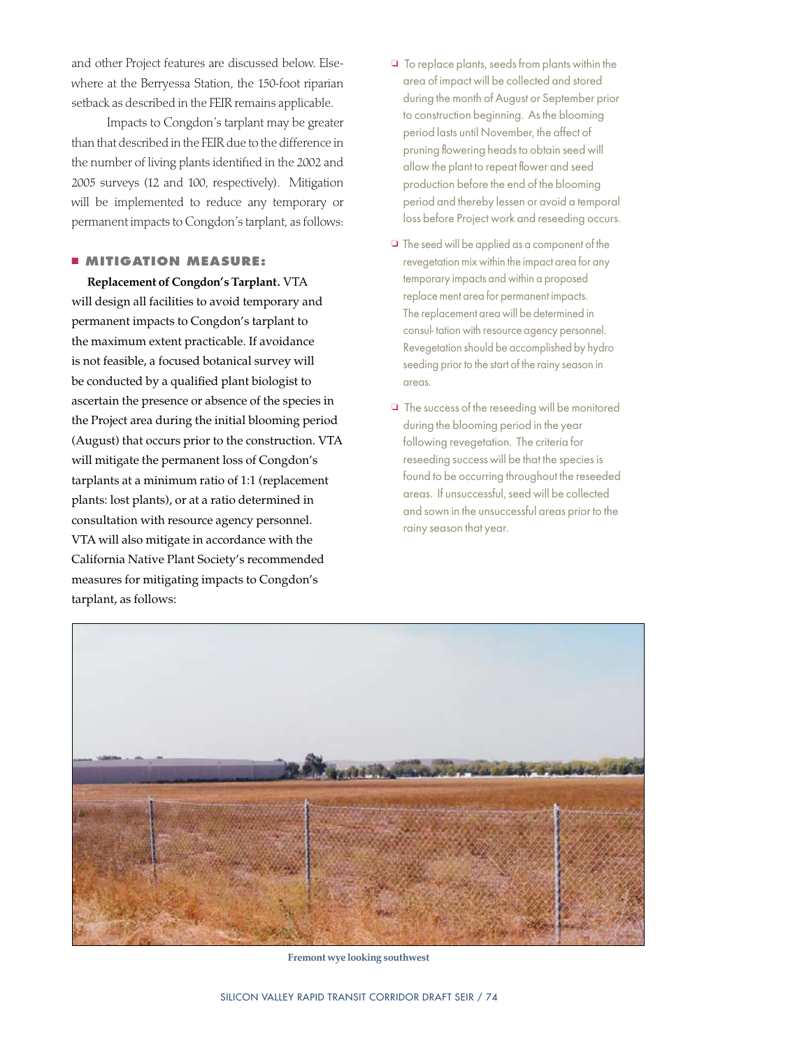and other Project features are discussed below. Elsewhere at the Berryessa Station, the 150-foot riparian setback as described in the FEIR remains applicable.

Impacts to Congdon's tarplant may be greater than that described in the FEIR due to the difference in the number of living plants identified in the 2002 and 2005 surveys (12 and 100, respectively). Mitigation will be implemented to reduce any temporary or permanent impacts to Congdon's tarplant, as follows:

## MITIGATION MEASURE:

**Replacement of Congdon's Tarplant.** VTA will design all facilities to avoid temporary and permanent impacts to Congdon's tarplant to the maximum extent practicable. If avoidance is not feasible, a focused botanical survey will be conducted by a qualified plant biologist to ascertain the presence or absence of the species in the Project area during the initial blooming period (August) that occurs prior to the construction. VTA will mitigate the permanent loss of Congdon's tarplants at a minimum ratio of 1:1 (replacement plants: lost plants), or at a ratio determined in consultation with resource agency personnel. VTA will also mitigate in accordance with the California Native Plant Society's recommended measures for mitigating impacts to Congdon's tarplant, as follows:

- To replace plants, seeds from plants within the area of impact will be collected and stored during the month of August or September prior to construction beginning. As the blooming period lasts until November, the affect of pruning flowering heads to obtain seed will allow the plant to repeat flower and seed production before the end of the blooming period and thereby lessen or avoid a temporal loss before Project work and reseeding occurs.
- The seed will be applied as a component of the revegetation mix within the impact area for any temporary impacts and within a proposed replace ment area for permanent impacts. The replacement area will be determined in consul- tation with resource agency personnel. Revegetation should be accomplished by hydro seeding prior to the start of the rainy season in areas.
- The success of the reseeding will be monitored during the blooming period in the year following revegetation. The criteria for reseeding success will be that the species is found to be occurring throughout the reseeded areas. If unsuccessful, seed will be collected and sown in the unsuccessful areas prior to the rainy season that year.

Fremont wye looking southwest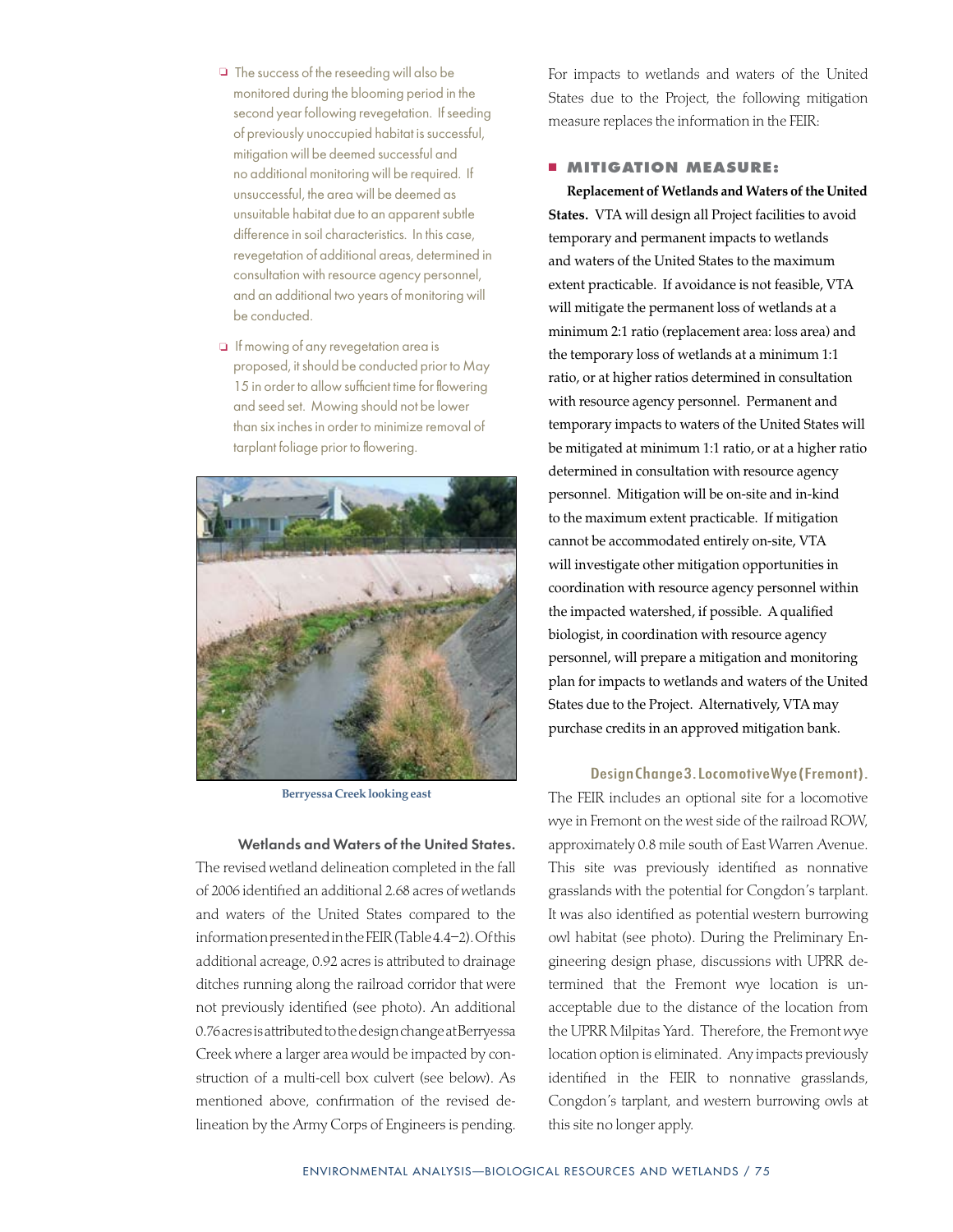- The success of the reseeding will also be monitored during the blooming period in the second year following revegetation. If seeding of previously unoccupied habitat is successful, mitigation will be deemed successful and no additional monitoring will be required. If unsuccessful, the area will be deemed as unsuitable habitat due to an apparent subtle difference in soil characteristics. In this case, revegetation of additional areas, determined in consultation with resource agency personnel, and an additional two years of monitoring will be conducted.
- If mowing of any revegetation area is proposed, it should be conducted prior to May 15 in order to allow sufficient time for flowering and seed set. Mowing should not be lower than six inches in order to minimize removal of tarplant foliage prior to flowering.

Berryessa Creek looking east

**Wetlands and Waters of the United States.** The revised wetland delineation completed in the fall of 2006 identified an additional 2.68 acres of wetlands and waters of the United States compared to the information presented in the FEIR (Table 4.4–2). Of this additional acreage, 0.92 acres is attributed to drainage ditches running along the railroad corridor that were not previously identified (see photo). An additional 0.76 acres is attributed to the design change at Berryessa Creek where a larger area would be impacted by construction of a multi-cell box culvert (see below). As mentioned above, confirmation of the revised delineation by the Army Corps of Engineers is pending.

For impacts to wetlands and waters of the United States due to the Project, the following mitigation measure replaces the information in the FEIR:

## MITIGATION MEASURE:

**Replacement of Wetlands and Waters of the United States.** VTA will design all Project facilities to avoid temporary and permanent impacts to wetlands and waters of the United States to the maximum extent practicable. If avoidance is not feasible, VTA will mitigate the permanent loss of wetlands at a minimum 2:1 ratio (replacement area: loss area) and the temporary loss of wetlands at a minimum 1:1 ratio, or at higher ratios determined in consultation with resource agency personnel. Permanent and temporary impacts to waters of the United States will be mitigated at minimum 1:1 ratio, or at a higher ratio determined in consultation with resource agency personnel. Mitigation will be on-site and in-kind to the maximum extent practicable. If mitigation cannot be accommodated entirely on-site, VTA will investigate other mitigation opportunities in coordination with resource agency personnel within the impacted watershed, if possible. A qualified biologist, in coordination with resource agency personnel, will prepare a mitigation and monitoring plan for impacts to wetlands and waters of the United States due to the Project. Alternatively, VTA may purchase credits in an approved mitigation bank.

**Design Change 3. Locomotive Wye (Fremont).** The FEIR includes an optional site for a locomotive wye in Fremont on the west side of the railroad ROW, approximately 0.8 mile south of East Warren Avenue. This site was previously identified as nonnative grasslands with the potential for Congdon's tarplant. It was also identified as potential western burrowing owl habitat (see photo). During the Preliminary Engineering design phase, discussions with UPRR determined that the Fremont wye location is unacceptable due to the distance of the location from the UPRR Milpitas Yard. Therefore, the Fremont wye location option is eliminated. Any impacts previously identified in the FEIR to nonnative grasslands, Congdon's tarplant, and western burrowing owls at this site no longer apply.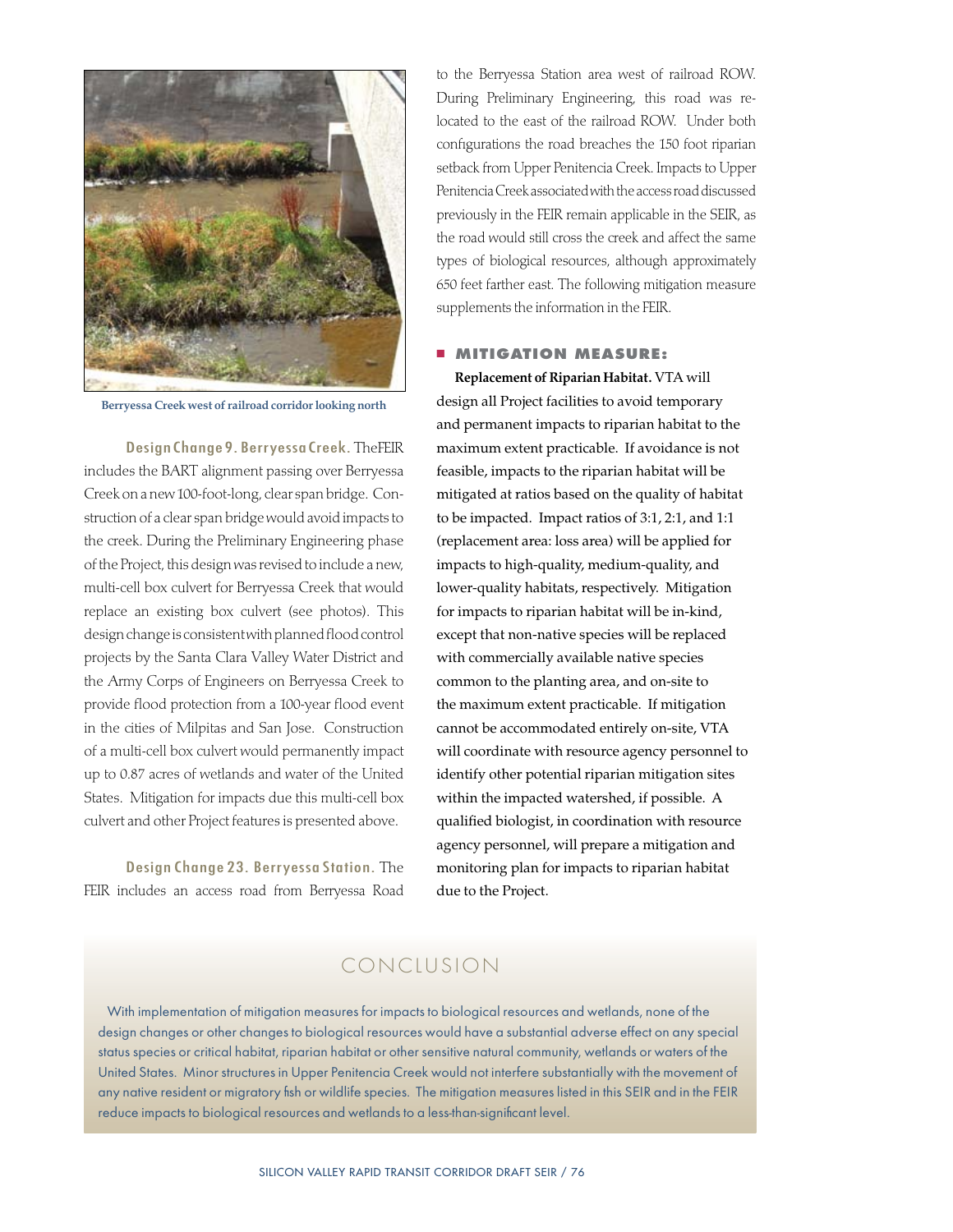Berryessa Creek west of railroad corridor looking north

**Design Change 9. Berryessa Creek.** The FEIR includes the BART alignment passing over Berryessa Creek on a new 100-foot-long, clear span bridge. Construction of a clear span bridge would avoid impacts to the creek. During the Preliminary Engineering phase of the Project, this design was revised to include a new, multi-cell box culvert for Berryessa Creek that would replace an existing box culvert (see photos). This design change is consistent with planned flood control projects by the Santa Clara Valley Water District and the Army Corps of Engineers on Berryessa Creek to provide flood protection from a 100-year flood event in the cities of Milpitas and San Jose. Construction of a multi-cell box culvert would permanently impact up to 0.87 acres of wetlands and water of the United States. Mitigation for impacts due this multi-cell box culvert and other Project features is presented above.

**Design Change 23. Berryessa Station.** The FEIR includes an access road from Berryessa Road to the Berryessa Station area west of railroad ROW. During Preliminary Engineering, this road was relocated to the east of the railroad ROW. Under both configurations the road breaches the 150 foot riparian setback from Upper Penitencia Creek. Impacts to Upper Penitencia Creek associated with the access road discussed previously in the FEIR remain applicable in the SEIR, as the road would still cross the creek and affect the same types of biological resources, although approximately 650 feet farther east. The following mitigation measure supplements the information in the FEIR.

### MITIGATION MEASURE:

**Replacement of Riparian Habitat.** VTA will design all Project facilities to avoid temporary and permanent impacts to riparian habitat to the maximum extent practicable. If avoidance is not feasible, impacts to the riparian habitat will be mitigated at ratios based on the quality of habitat to be impacted. Impact ratios of 3:1, 2:1, and 1:1 (replacement area: loss area) will be applied for impacts to high-quality, medium-quality, and lower-quality habitats, respectively. Mitigation for impacts to riparian habitat will be in-kind, except that non-native species will be replaced with commercially available native species common to the planting area, and on-site to the maximum extent practicable. If mitigation cannot be accommodated entirely on-site, VTA will coordinate with resource agency personnel to identify other potential riparian mitigation sites within the impacted watershed, if possible. A qualified biologist, in coordination with resource agency personnel, will prepare a mitigation and monitoring plan for impacts to riparian habitat due to the Project.

## CONCLUSION

With implementation of mitigation measures for impacts to biological resources and wetlands, none of the design changes or other changes to biological resources would have a substantial adverse effect on any special status species or critical habitat, riparian habitat or other sensitive natural community, wetlands or waters of the United States. Minor structures in Upper Penitencia Creek would not interfere substantially with the movement of any native resident or migratory fish or wildlife species. The mitigation measures listed in this SEIR and in the FEIR reduce impacts to biological resources and wetlands to a less-than-significant level.